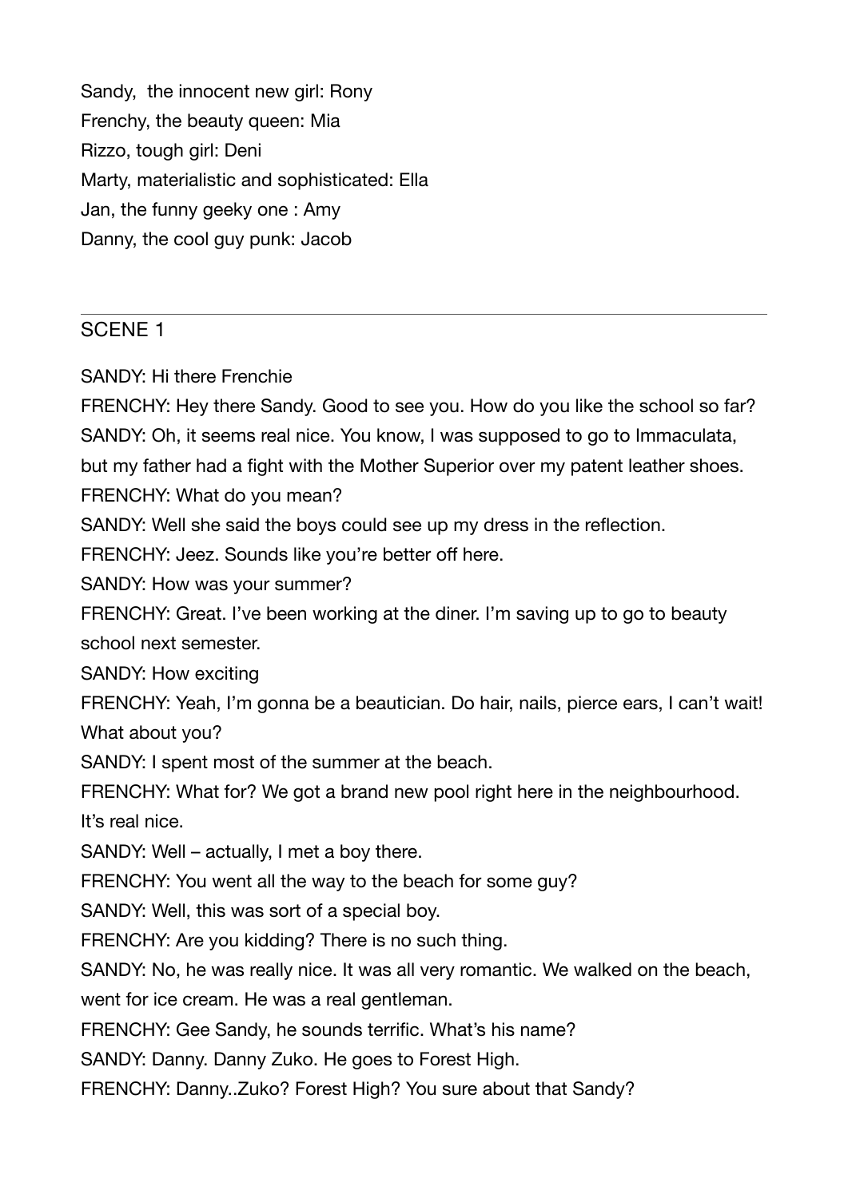Sandy,  the innocent new girl: Rony
Frenchy, the beauty queen: Mia
Rizzo, tough girl: Deni
Marty, materialistic and sophisticated: Ella
Jan, the funny geeky one : Amy
Danny, the cool guy punk: Jacob

---

SCENE 1

SANDY: Hi there Frenchie

FRENCHY: Hey there Sandy. Good to see you. How do you like the school so far?

SANDY: Oh, it seems real nice. You know, I was supposed to go to Immaculata, but my father had a fight with the Mother Superior over my patent leather shoes.

FRENCHY: What do you mean?

SANDY: Well she said the boys could see up my dress in the reflection.

FRENCHY: Jeez. Sounds like you're better off here.

SANDY: How was your summer?

FRENCHY: Great. I've been working at the diner. I'm saving up to go to beauty school next semester.

SANDY: How exciting

FRENCHY: Yeah, I'm gonna be a beautician. Do hair, nails, pierce ears, I can't wait! What about you?

SANDY: I spent most of the summer at the beach.

FRENCHY: What for? We got a brand new pool right here in the neighbourhood. It's real nice.

SANDY: Well – actually, I met a boy there.

FRENCHY: You went all the way to the beach for some guy?

SANDY: Well, this was sort of a special boy.

FRENCHY: Are you kidding? There is no such thing.

SANDY: No, he was really nice. It was all very romantic. We walked on the beach, went for ice cream. He was a real gentleman.

FRENCHY: Gee Sandy, he sounds terrific. What's his name?

SANDY: Danny. Danny Zuko. He goes to Forest High.

FRENCHY: Danny..Zuko? Forest High? You sure about that Sandy?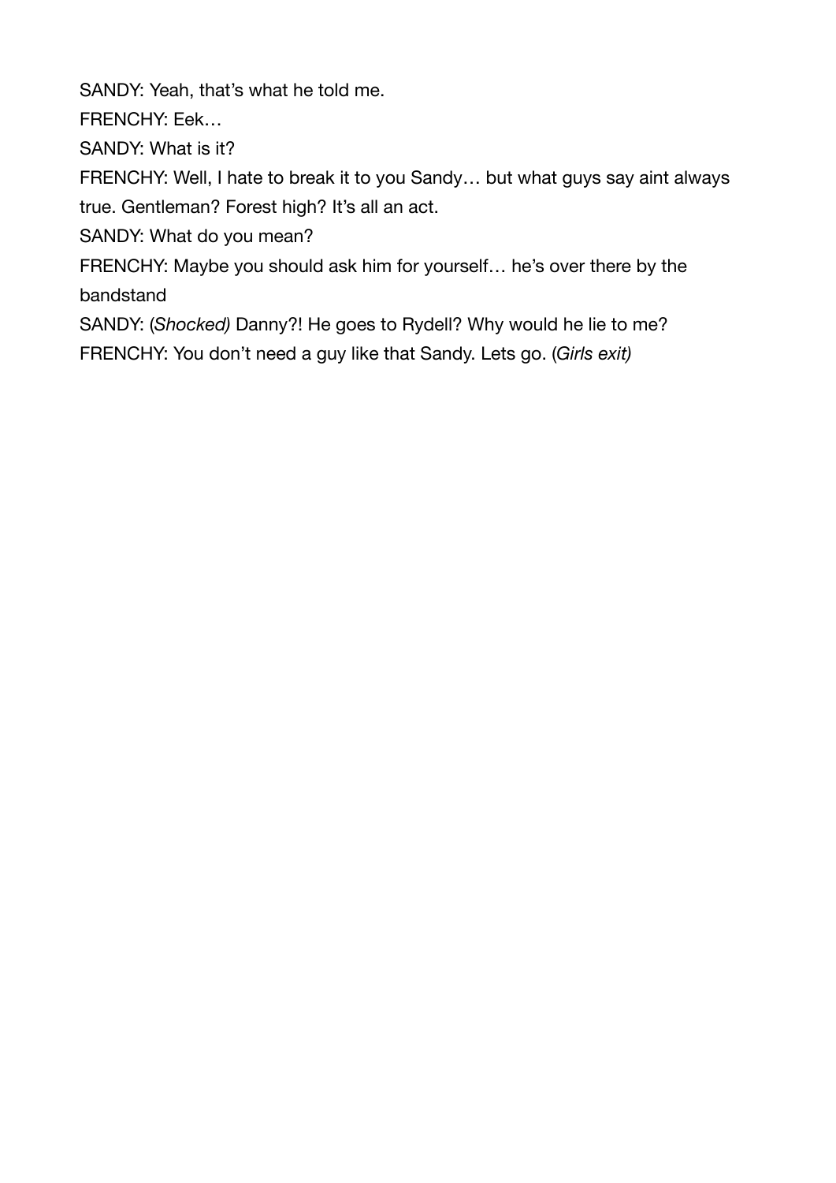SANDY: Yeah, that's what he told me.

FRENCHY: Eek…

SANDY: What is it?

FRENCHY: Well, I hate to break it to you Sandy… but what guys say aint always true. Gentleman? Forest high? It's all an act.

SANDY: What do you mean?

FRENCHY: Maybe you should ask him for yourself… he's over there by the bandstand

SANDY: (*Shocked)* Danny?! He goes to Rydell? Why would he lie to me?

FRENCHY: You don't need a guy like that Sandy. Lets go. (*Girls exit)*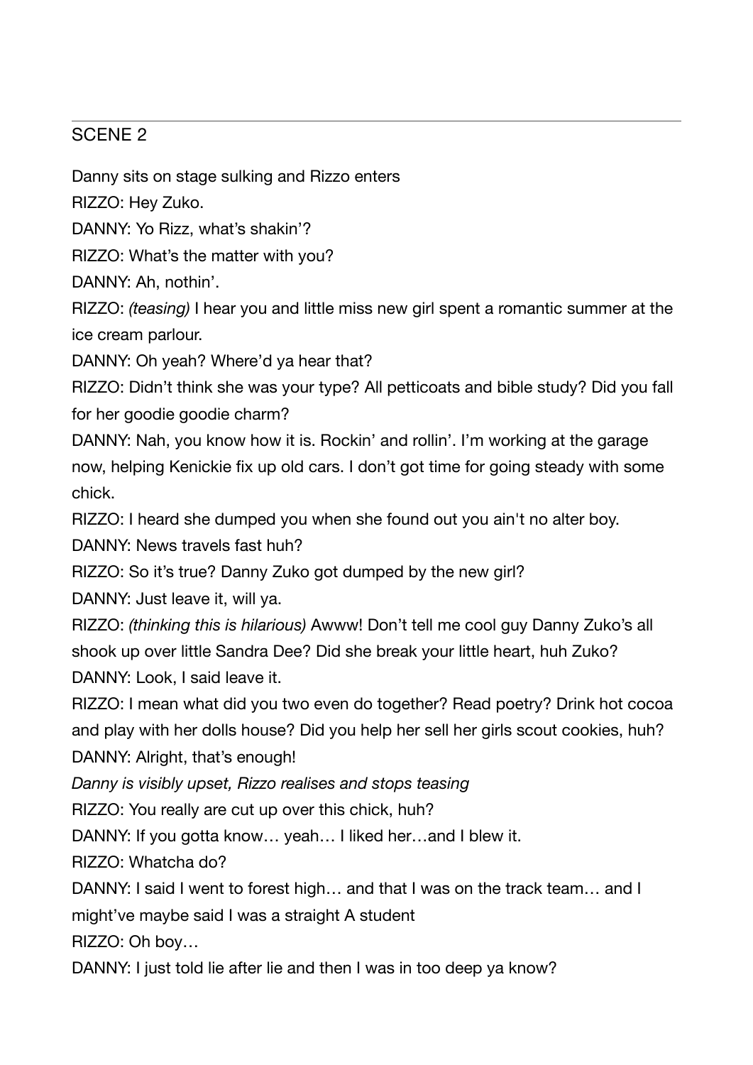## SCENE 2

Danny sits on stage sulking and Rizzo enters

RIZZO: Hey Zuko.

DANNY: Yo Rizz, what's shakin'?

RIZZO: What's the matter with you?

DANNY: Ah, nothin'.

RIZZO: *(teasing)* I hear you and little miss new girl spent a romantic summer at the ice cream parlour.

DANNY: Oh yeah? Where'd ya hear that?

RIZZO: Didn't think she was your type? All petticoats and bible study? Did you fall for her goodie goodie charm?

DANNY: Nah, you know how it is. Rockin' and rollin'. I'm working at the garage now, helping Kenickie fix up old cars. I don't got time for going steady with some chick.

RIZZO: I heard she dumped you when she found out you ain't no alter boy.

DANNY: News travels fast huh?

RIZZO: So it's true? Danny Zuko got dumped by the new girl?

DANNY: Just leave it, will ya.

RIZZO: *(thinking this is hilarious)* Awww! Don't tell me cool guy Danny Zuko's all shook up over little Sandra Dee? Did she break your little heart, huh Zuko?

DANNY: Look, I said leave it.

RIZZO: I mean what did you two even do together? Read poetry? Drink hot cocoa and play with her dolls house? Did you help her sell her girls scout cookies, huh?

DANNY: Alright, that's enough!

*Danny is visibly upset, Rizzo realises and stops teasing*

RIZZO: You really are cut up over this chick, huh?

DANNY: If you gotta know… yeah… I liked her…and I blew it.

RIZZO: Whatcha do?

DANNY: I said I went to forest high… and that I was on the track team… and I might've maybe said I was a straight A student

RIZZO: Oh boy…

DANNY: I just told lie after lie and then I was in too deep ya know?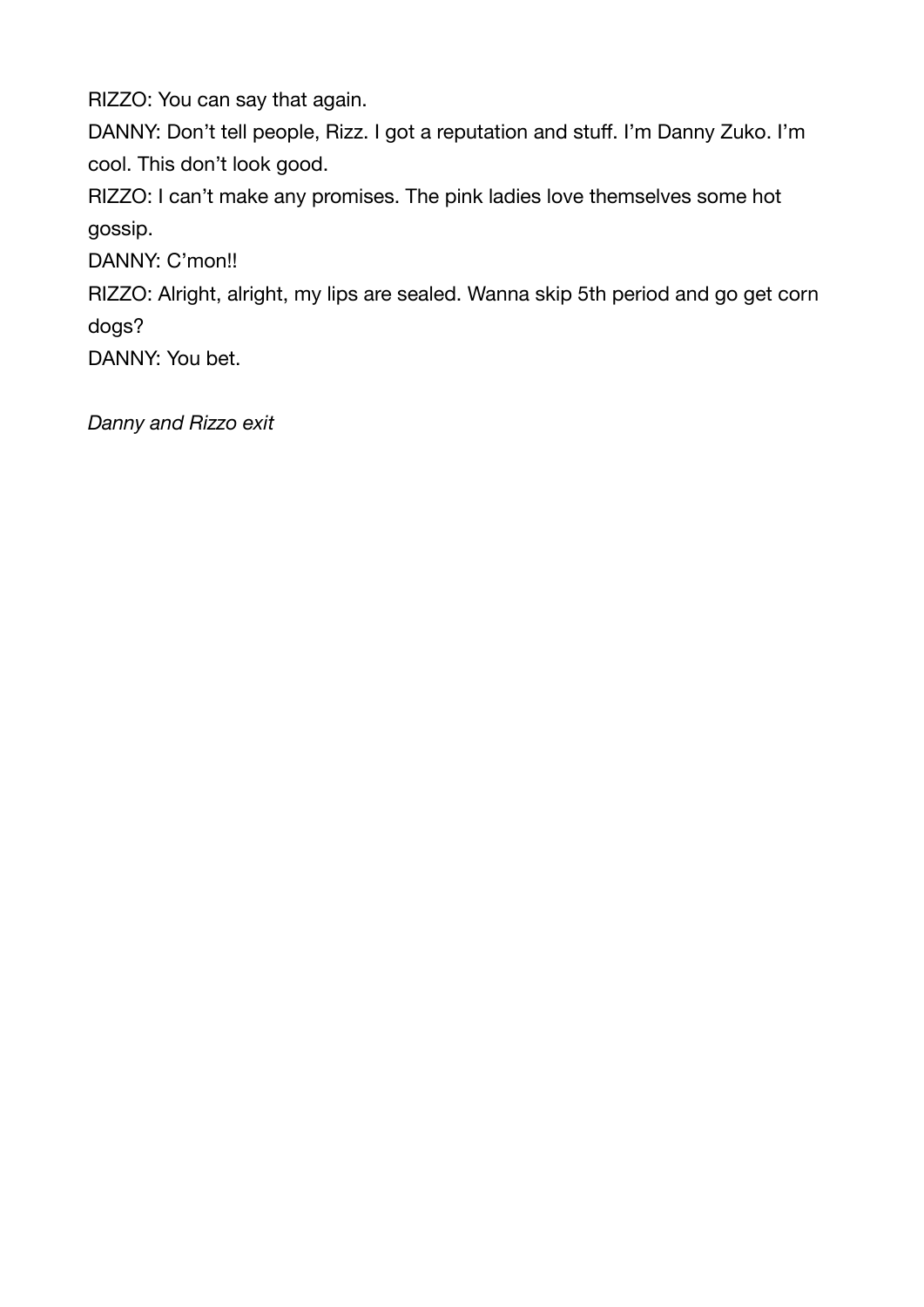RIZZO: You can say that again.

DANNY: Don't tell people, Rizz. I got a reputation and stuff. I'm Danny Zuko. I'm cool. This don't look good.

RIZZO: I can't make any promises. The pink ladies love themselves some hot gossip.

DANNY: C'mon!!

RIZZO: Alright, alright, my lips are sealed. Wanna skip 5th period and go get corn dogs?

DANNY: You bet.

*Danny and Rizzo exit*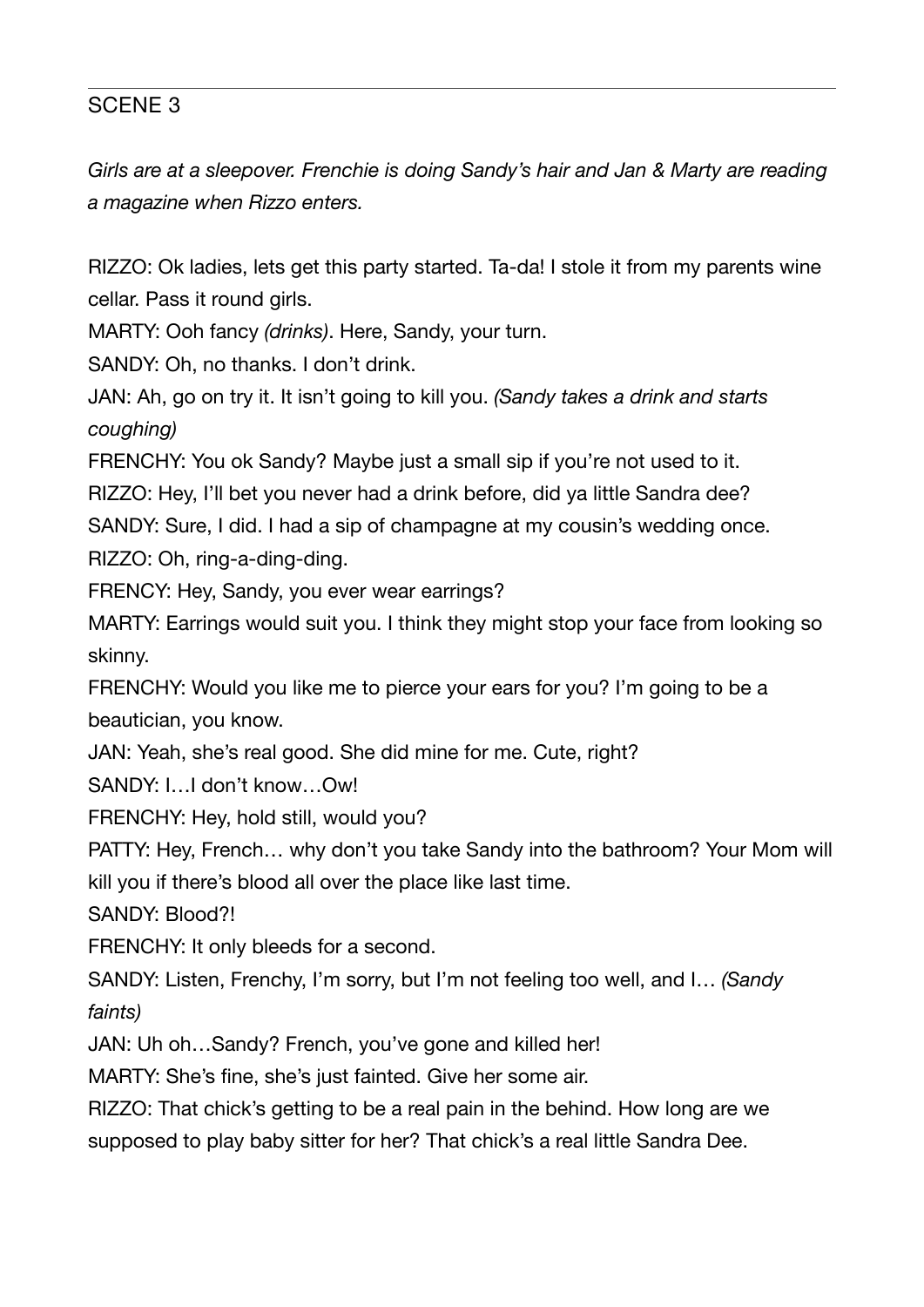## SCENE 3

*Girls are at a sleepover. Frenchie is doing Sandy's hair and Jan & Marty are reading a magazine when Rizzo enters.*

RIZZO: Ok ladies, lets get this party started. Ta-da! I stole it from my parents wine cellar. Pass it round girls.

MARTY: Ooh fancy *(drinks)*. Here, Sandy, your turn.

SANDY: Oh, no thanks. I don't drink.

JAN: Ah, go on try it. It isn't going to kill you. *(Sandy takes a drink and starts coughing)*

FRENCHY: You ok Sandy? Maybe just a small sip if you're not used to it.

RIZZO: Hey, I'll bet you never had a drink before, did ya little Sandra dee?

SANDY: Sure, I did. I had a sip of champagne at my cousin's wedding once.

RIZZO: Oh, ring-a-ding-ding.

FRENCY: Hey, Sandy, you ever wear earrings?

MARTY: Earrings would suit you. I think they might stop your face from looking so skinny.

FRENCHY: Would you like me to pierce your ears for you? I'm going to be a beautician, you know.

JAN: Yeah, she's real good. She did mine for me. Cute, right?

SANDY: I…I don't know…Ow!

FRENCHY: Hey, hold still, would you?

PATTY: Hey, French… why don't you take Sandy into the bathroom? Your Mom will kill you if there's blood all over the place like last time.

SANDY: Blood?!

FRENCHY: It only bleeds for a second.

SANDY: Listen, Frenchy, I'm sorry, but I'm not feeling too well, and I… *(Sandy faints)*

JAN: Uh oh…Sandy? French, you've gone and killed her!

MARTY: She's fine, she's just fainted. Give her some air.

RIZZO: That chick's getting to be a real pain in the behind. How long are we supposed to play baby sitter for her? That chick's a real little Sandra Dee.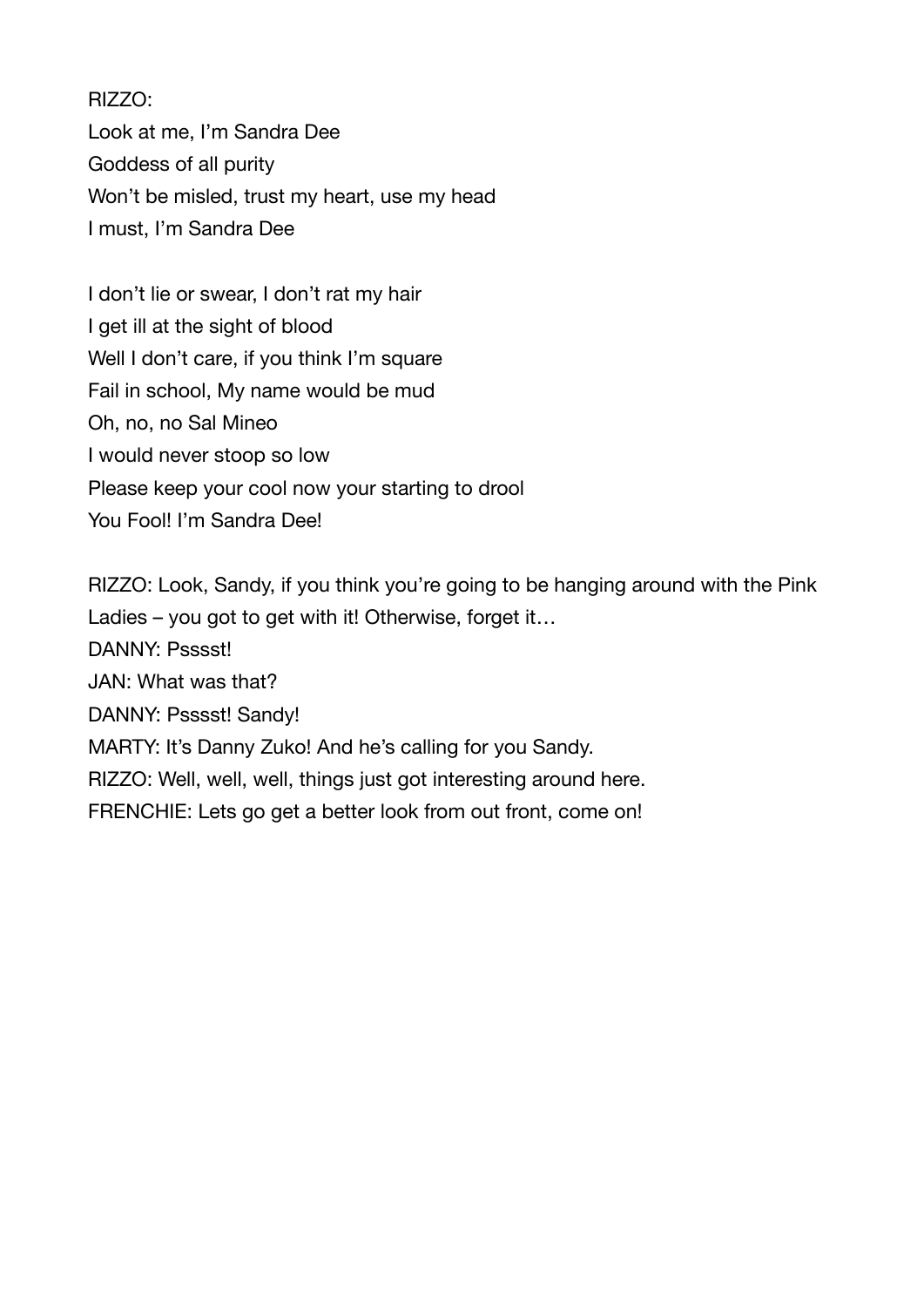RIZZO:
Look at me, I'm Sandra Dee
Goddess of all purity
Won't be misled, trust my heart, use my head
I must, I'm Sandra Dee

I don't lie or swear, I don't rat my hair
I get ill at the sight of blood
Well I don't care, if you think I'm square
Fail in school, My name would be mud
Oh, no, no Sal Mineo
I would never stoop so low
Please keep your cool now your starting to drool
You Fool! I'm Sandra Dee!

RIZZO: Look, Sandy, if you think you're going to be hanging around with the Pink Ladies – you got to get with it! Otherwise, forget it…
DANNY: Psssst!
JAN: What was that?
DANNY: Psssst! Sandy!
MARTY: It's Danny Zuko! And he's calling for you Sandy.
RIZZO: Well, well, well, things just got interesting around here.
FRENCHIE: Lets go get a better look from out front, come on!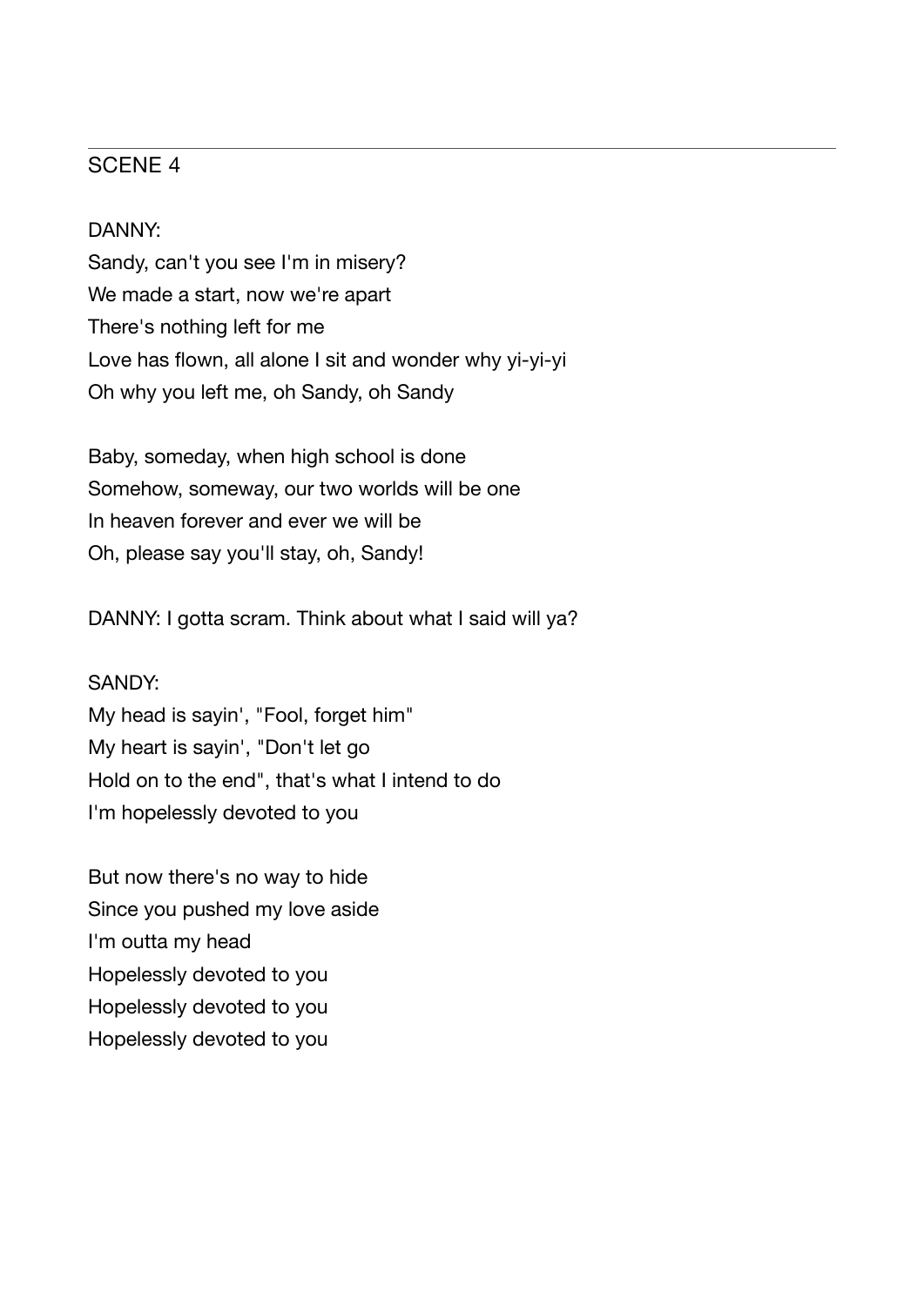## SCENE 4

DANNY:
Sandy, can't you see I'm in misery?
We made a start, now we're apart
There's nothing left for me
Love has flown, all alone I sit and wonder why yi-yi-yi
Oh why you left me, oh Sandy, oh Sandy

Baby, someday, when high school is done
Somehow, someway, our two worlds will be one
In heaven forever and ever we will be
Oh, please say you'll stay, oh, Sandy!

DANNY: I gotta scram. Think about what I said will ya?

SANDY:
My head is sayin', "Fool, forget him"
My heart is sayin', "Don't let go
Hold on to the end", that's what I intend to do
I'm hopelessly devoted to you

But now there's no way to hide
Since you pushed my love aside
I'm outta my head
Hopelessly devoted to you
Hopelessly devoted to you
Hopelessly devoted to you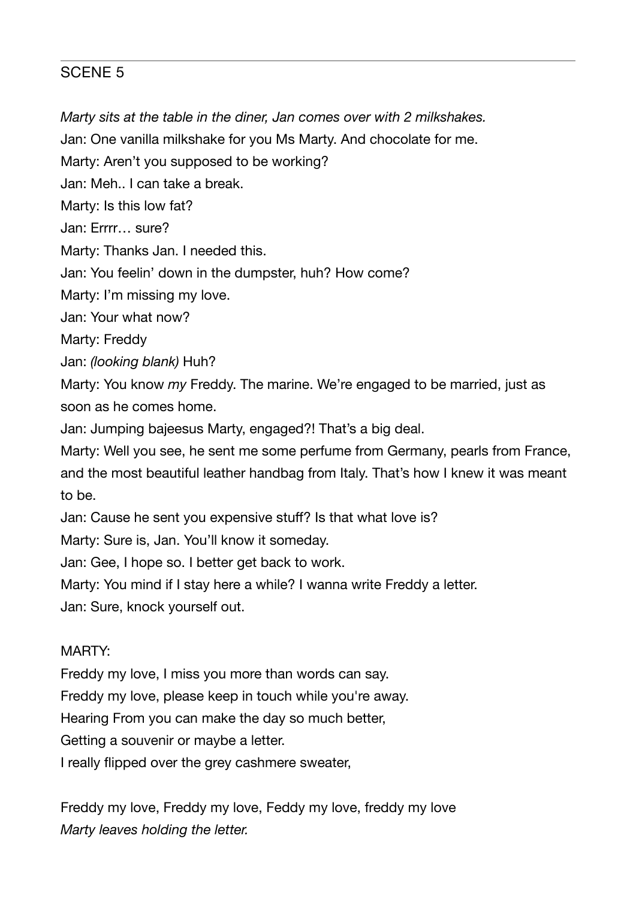## SCENE 5

*Marty sits at the table in the diner, Jan comes over with 2 milkshakes.*

Jan: One vanilla milkshake for you Ms Marty. And chocolate for me.

Marty: Aren't you supposed to be working?

Jan: Meh.. I can take a break.

Marty: Is this low fat?

Jan: Errrr… sure?

Marty: Thanks Jan. I needed this.

Jan: You feelin' down in the dumpster, huh? How come?

Marty: I'm missing my love.

Jan: Your what now?

Marty: Freddy

Jan: *(looking blank)* Huh?

Marty: You know *my* Freddy. The marine. We're engaged to be married, just as soon as he comes home.

Jan: Jumping bajeesus Marty, engaged?! That's a big deal.

Marty: Well you see, he sent me some perfume from Germany, pearls from France, and the most beautiful leather handbag from Italy. That's how I knew it was meant to be.

Jan: Cause he sent you expensive stuff? Is that what love is?

Marty: Sure is, Jan. You'll know it someday.

Jan: Gee, I hope so. I better get back to work.

Marty: You mind if I stay here a while? I wanna write Freddy a letter.

Jan: Sure, knock yourself out.

MARTY:

Freddy my love, I miss you more than words can say.

Freddy my love, please keep in touch while you're away.

Hearing From you can make the day so much better,

Getting a souvenir or maybe a letter.

I really flipped over the grey cashmere sweater,

Freddy my love, Freddy my love, Feddy my love, freddy my love

*Marty leaves holding the letter.*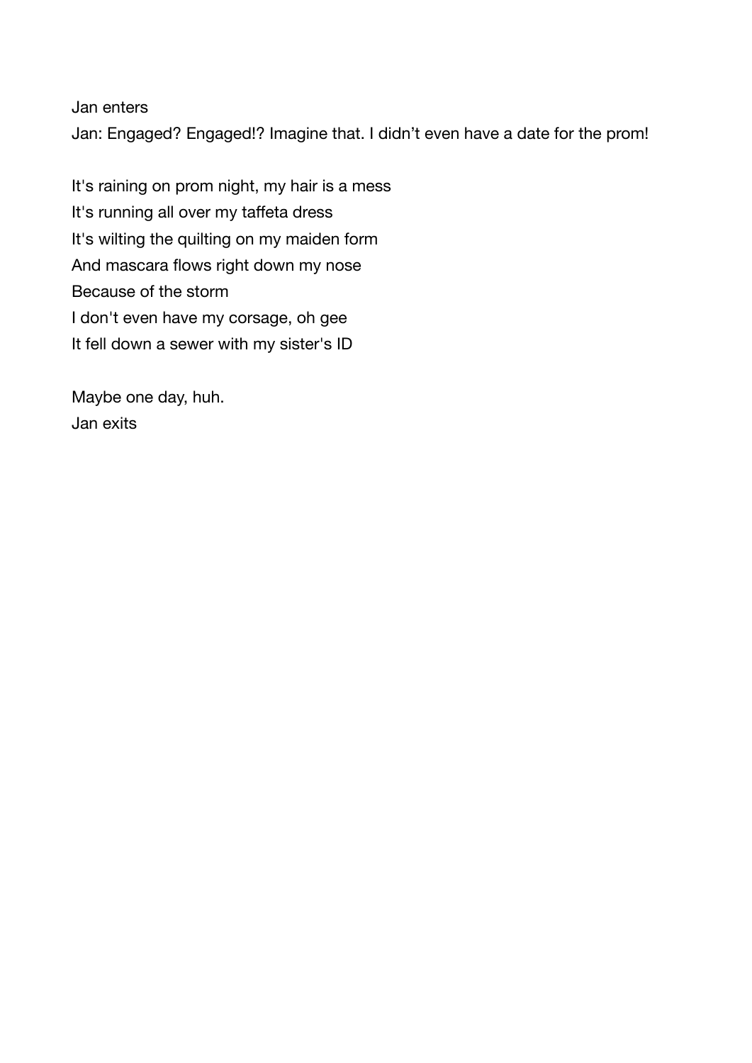Jan enters

Jan: Engaged? Engaged!? Imagine that. I didn't even have a date for the prom!

It's raining on prom night, my hair is a mess
It's running all over my taffeta dress
It's wilting the quilting on my maiden form
And mascara flows right down my nose
Because of the storm
I don't even have my corsage, oh gee
It fell down a sewer with my sister's ID

Maybe one day, huh.

Jan exits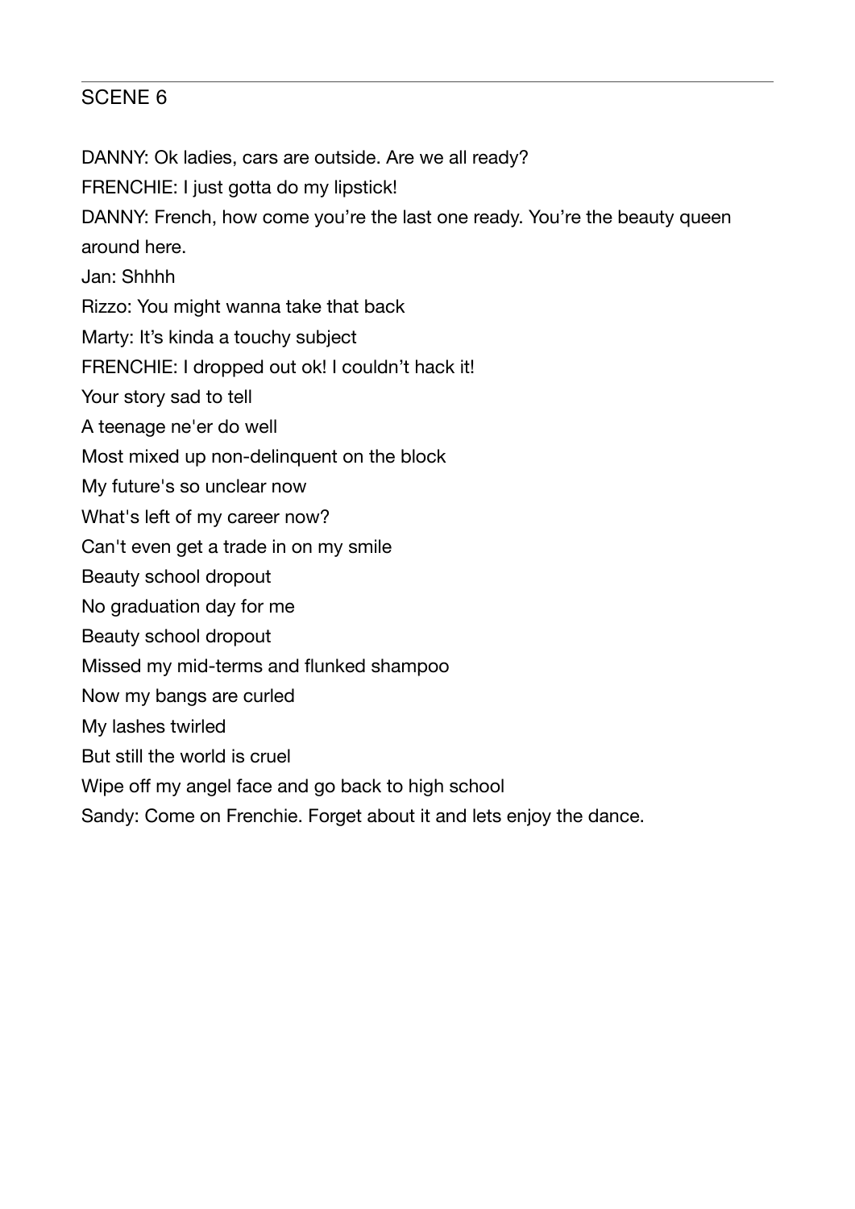## SCENE 6

DANNY: Ok ladies, cars are outside. Are we all ready?

FRENCHIE: I just gotta do my lipstick!

DANNY: French, how come you're the last one ready. You're the beauty queen around here.

Jan: Shhhh

Rizzo: You might wanna take that back

Marty: It's kinda a touchy subject

FRENCHIE: I dropped out ok! I couldn't hack it!

Your story sad to tell

A teenage ne'er do well

Most mixed up non-delinquent on the block

My future's so unclear now

What's left of my career now?

Can't even get a trade in on my smile

Beauty school dropout

No graduation day for me

Beauty school dropout

Missed my mid-terms and flunked shampoo

Now my bangs are curled

My lashes twirled

But still the world is cruel

Wipe off my angel face and go back to high school

Sandy: Come on Frenchie. Forget about it and lets enjoy the dance.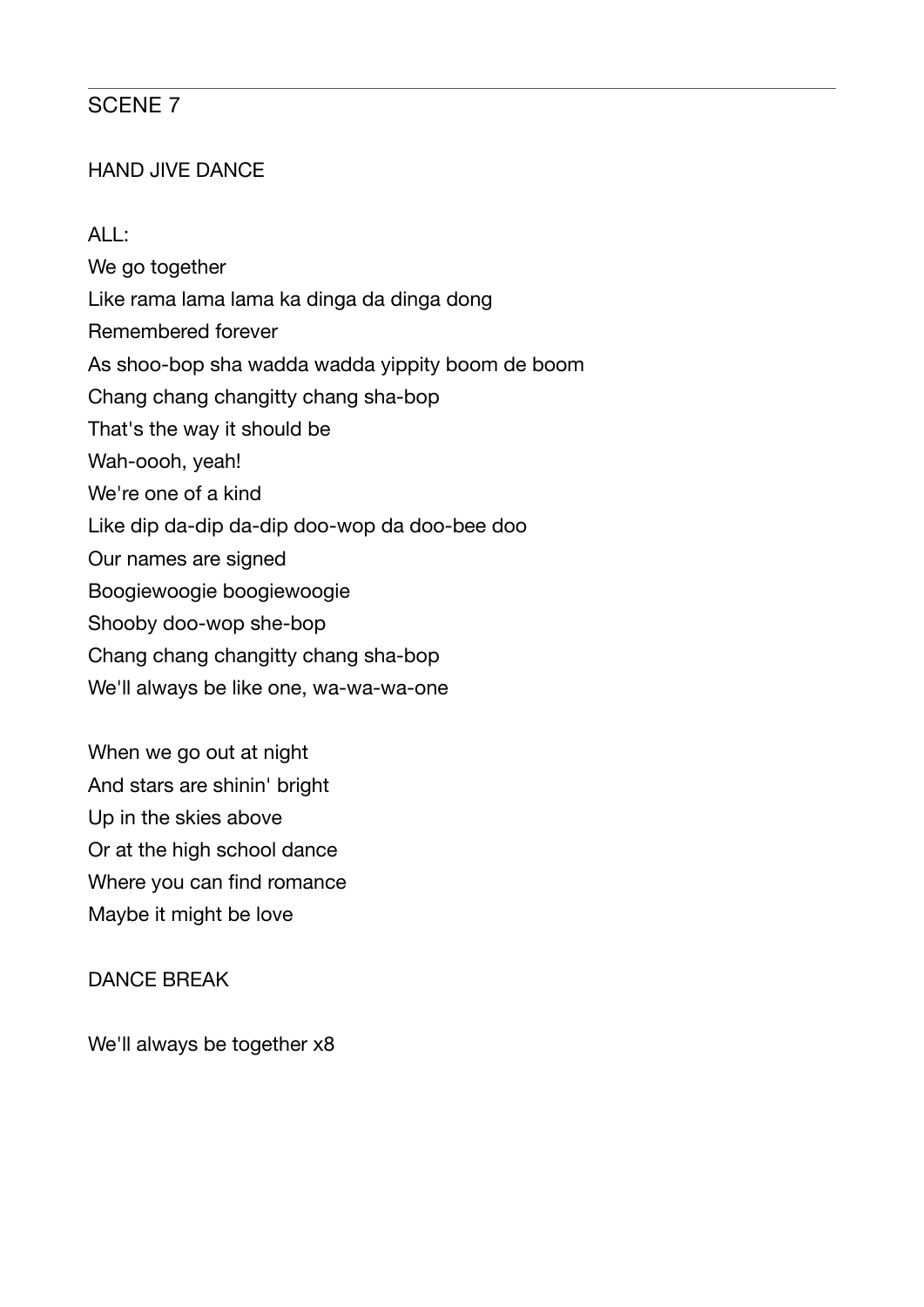## SCENE 7

HAND JIVE DANCE

ALL:
We go together
Like rama lama lama ka dinga da dinga dong
Remembered forever
As shoo-bop sha wadda wadda yippity boom de boom
Chang chang changitty chang sha-bop
That's the way it should be
Wah-oooh, yeah!
We're one of a kind
Like dip da-dip da-dip doo-wop da doo-bee doo
Our names are signed
Boogiewoogie boogiewoogie
Shooby doo-wop she-bop
Chang chang changitty chang sha-bop
We'll always be like one, wa-wa-wa-one

When we go out at night
And stars are shinin' bright
Up in the skies above
Or at the high school dance
Where you can find romance
Maybe it might be love

DANCE BREAK

We'll always be together x8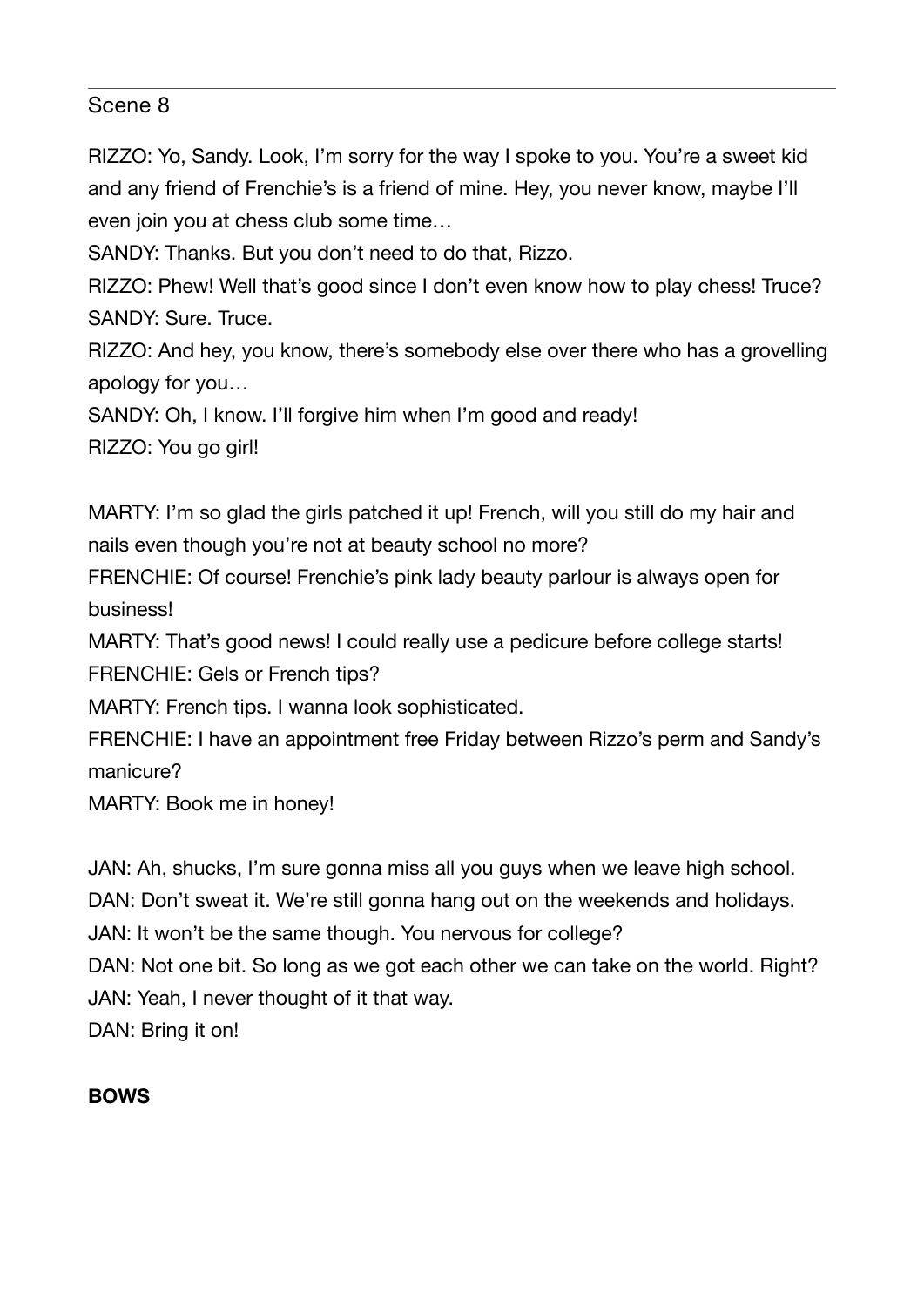Scene 8

RIZZO: Yo, Sandy. Look, I'm sorry for the way I spoke to you. You're a sweet kid and any friend of Frenchie's is a friend of mine. Hey, you never know, maybe I'll even join you at chess club some time…

SANDY: Thanks. But you don't need to do that, Rizzo.

RIZZO: Phew! Well that's good since I don't even know how to play chess! Truce?

SANDY: Sure. Truce.

RIZZO: And hey, you know, there's somebody else over there who has a grovelling apology for you…

SANDY: Oh, I know. I'll forgive him when I'm good and ready!

RIZZO: You go girl!

MARTY: I'm so glad the girls patched it up! French, will you still do my hair and nails even though you're not at beauty school no more?

FRENCHIE: Of course! Frenchie's pink lady beauty parlour is always open for business!

MARTY: That's good news! I could really use a pedicure before college starts!

FRENCHIE: Gels or French tips?

MARTY: French tips. I wanna look sophisticated.

FRENCHIE: I have an appointment free Friday between Rizzo's perm and Sandy's manicure?

MARTY: Book me in honey!

JAN: Ah, shucks, I'm sure gonna miss all you guys when we leave high school.

DAN: Don't sweat it. We're still gonna hang out on the weekends and holidays.

JAN: It won't be the same though. You nervous for college?

DAN: Not one bit. So long as we got each other we can take on the world. Right?

JAN: Yeah, I never thought of it that way.

DAN: Bring it on!

**BOWS**